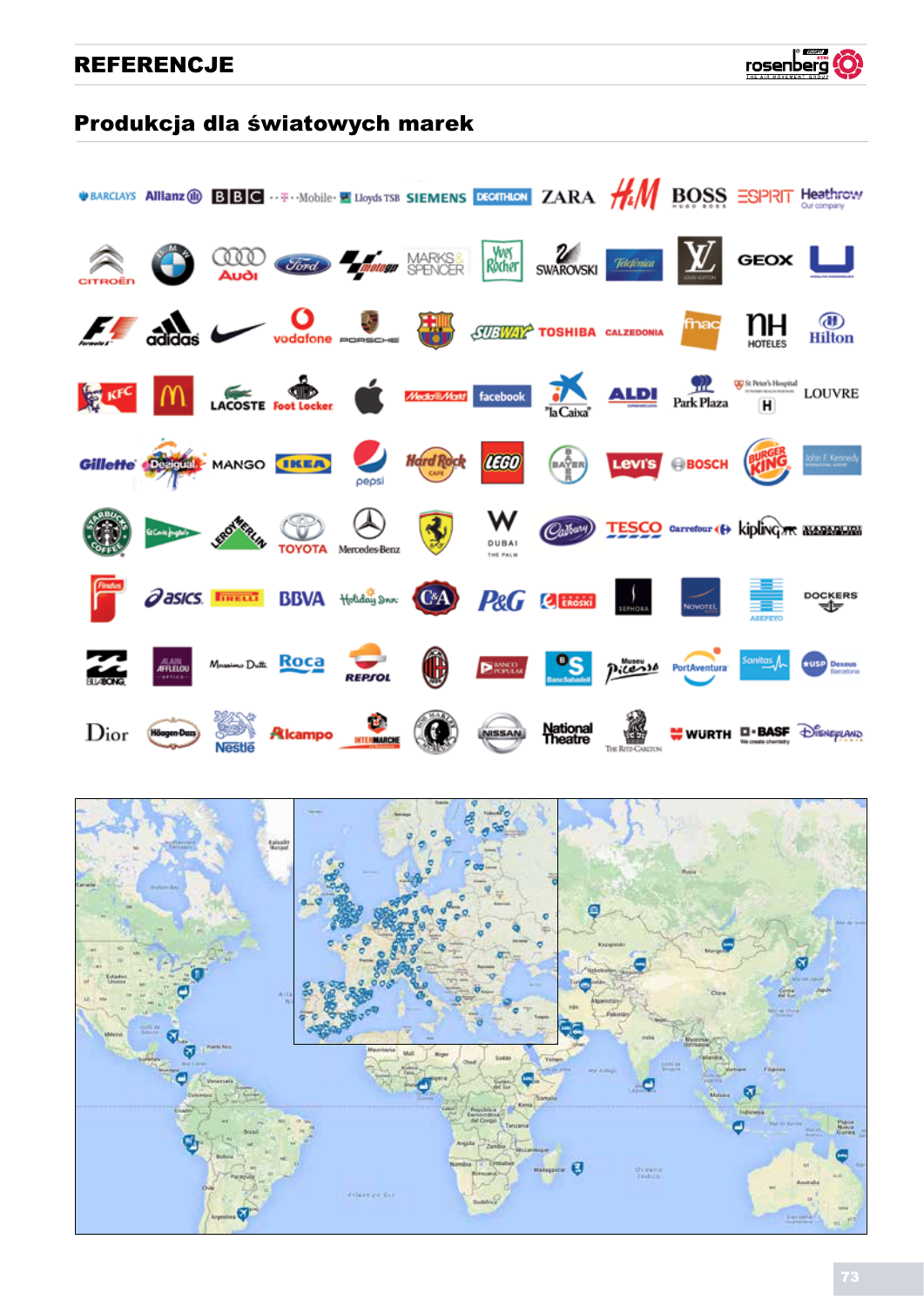# REFERENCJE

## Produkcja dla światowych marek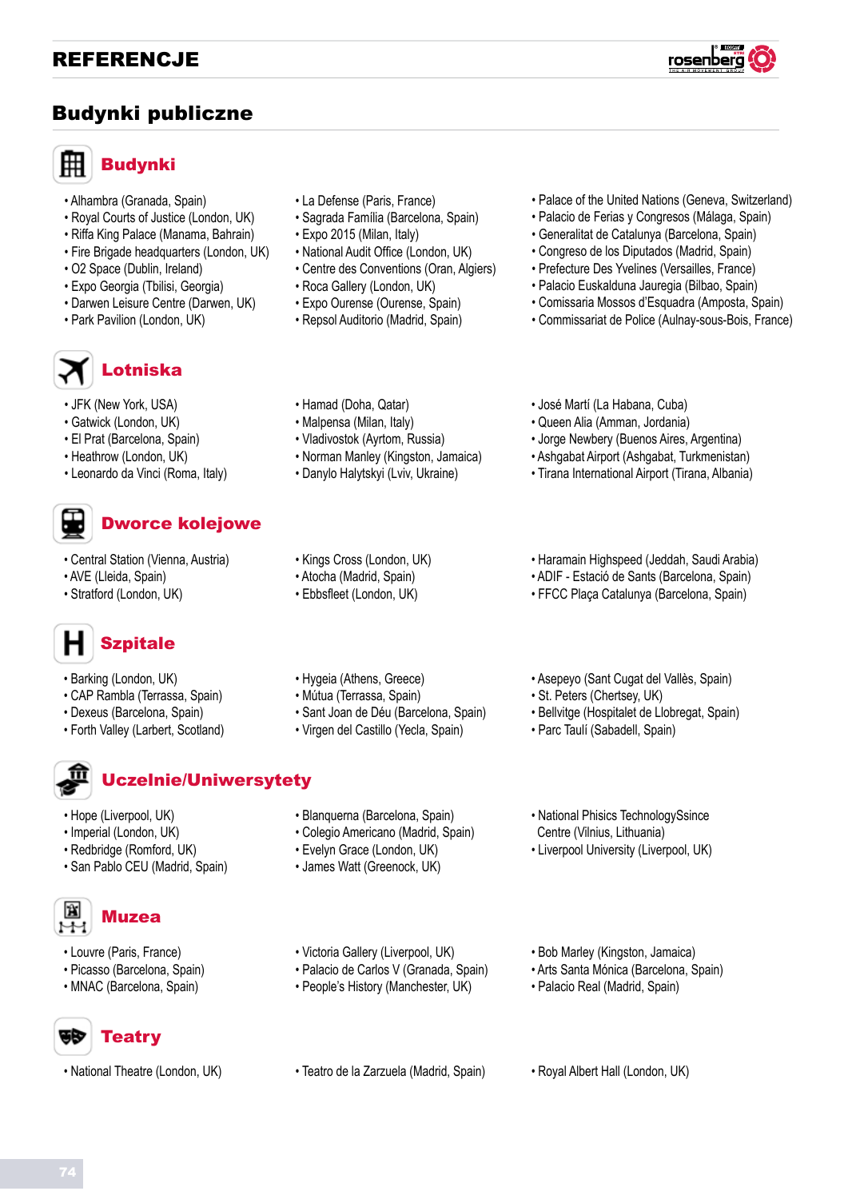# REFERENCJE

## Budynki publiczne

### Budynki

- Alhambra (Granada, Spain)
- Royal Courts of Justice (London, UK)
- Riffa King Palace (Manama, Bahrain)
- Fire Brigade headquarters (London, UK)
- O2 Space (Dublin, Ireland)
- Expo Georgia (Tbilisi, Georgia)
- Darwen Leisure Centre (Darwen, UK)
- Park Pavilion (London, UK)
- La Defense (Paris, France)
- Sagrada Família (Barcelona, Spain)
- Expo 2015 (Milan, Italy)
- National Audit Office (London, UK)
- Centre des Conventions (Oran, Algiers)
- Roca Gallery (London, UK)
- Expo Ourense (Ourense, Spain)
- Repsol Auditorio (Madrid, Spain)
- Palace of the United Nations (Geneva, Switzerland)
- Palacio de Ferias y Congresos (Málaga, Spain)
- Generalitat de Catalunya (Barcelona, Spain)
- Congreso de los Diputados (Madrid, Spain)
- Prefecture Des Yvelines (Versailles, France)
- Palacio Euskalduna Jauregia (Bilbao, Spain)
- Comissaria Mossos d'Esquadra (Amposta, Spain)
- Commissariat de Police (Aulnay-sous-Bois, France)

### Lotniska

- JFK (New York, USA)
- Gatwick (London, UK)
- El Prat (Barcelona, Spain)
- Heathrow (London, UK)
- Leonardo da Vinci (Roma, Italy)
- Hamad (Doha, Qatar)
- Malpensa (Milan, Italy)
- Vladivostok (Ayrtom, Russia)
- Norman Manley (Kingston, Jamaica)
- Danylo Halytskyi (Lviv, Ukraine)
- José Martí (La Habana, Cuba)
- Queen Alia (Amman, Jordania)
- Jorge Newbery (Buenos Aires, Argentina)
- Ashgabat Airport (Ashgabat, Turkmenistan)
- Tirana International Airport (Tirana, Albania)

### Dworce kolejowe

- Central Station (Vienna, Austria)
- AVE (Lleida, Spain)
- Stratford (London, UK)
- Kings Cross (London, UK)
- Atocha (Madrid, Spain)
- Ebbsfleet (London, UK)
- Haramain Highspeed (Jeddah, Saudi Arabia)
- ADIF - Estació de Sants (Barcelona, Spain)
- FFCC Plaça Catalunya (Barcelona, Spain)

### Szpitale

- Barking (London, UK)
- CAP Rambla (Terrassa, Spain)
- Dexeus (Barcelona, Spain)
- Forth Valley (Larbert, Scotland)
- Hygeia (Athens, Greece)
- Mútua (Terrassa, Spain)
- Sant Joan de Déu (Barcelona, Spain)
- Virgen del Castillo (Yecla, Spain)
- Asepeyo (Sant Cugat del Vallès, Spain)
- St. Peters (Chertsey, UK)
- Bellvitge (Hospitalet de Llobregat, Spain)
- Parc Taulí (Sabadell, Spain)

### Uczelnie/Uniwersytety

- Hope (Liverpool, UK)
- Imperial (London, UK)
- Redbridge (Romford, UK)
- San Pablo CEU (Madrid, Spain)
- Blanquerna (Barcelona, Spain)
- Colegio Americano (Madrid, Spain)
- Evelyn Grace (London, UK)
- James Watt (Greenock, UK)
- National Phisics TechnologySsince Centre (Vilnius, Lithuania)
- Liverpool University (Liverpool, UK)

### Muzea

- Louvre (Paris, France)
- Picasso (Barcelona, Spain)
- MNAC (Barcelona, Spain)
- Victoria Gallery (Liverpool, UK)
- Palacio de Carlos V (Granada, Spain)
- People's History (Manchester, UK)
- Bob Marley (Kingston, Jamaica)
- Arts Santa Mónica (Barcelona, Spain)
- Palacio Real (Madrid, Spain)

### Teatry

- National Theatre (London, UK)
- Teatro de la Zarzuela (Madrid, Spain)
- Royal Albert Hall (London, UK)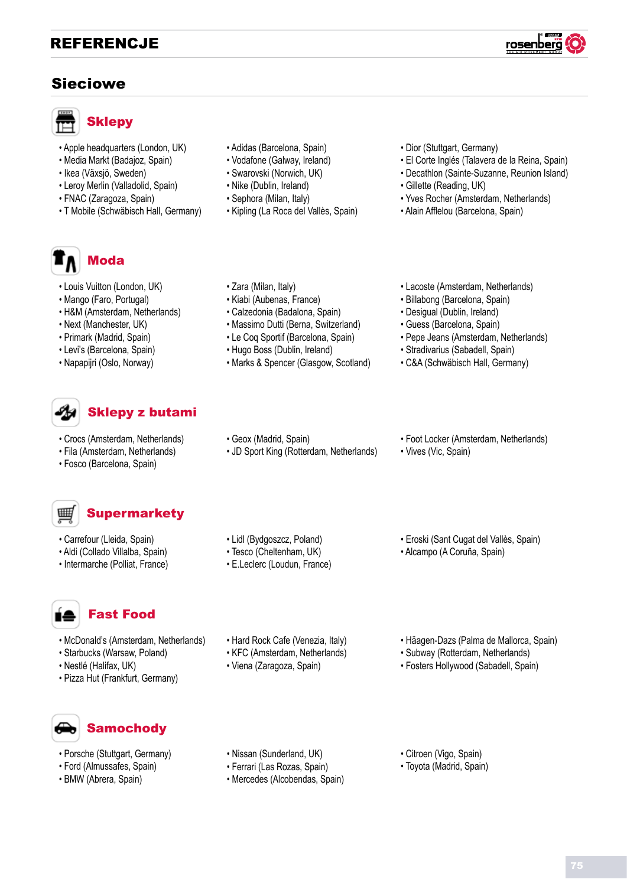# REFERENCJE

## Sieciowe

### Sklepy

- Apple headquarters (London, UK)
- Media Markt (Badajoz, Spain)
- Ikea (Växsjö, Sweden)
- Leroy Merlin (Valladolid, Spain)
- FNAC (Zaragoza, Spain)
- T Mobile (Schwäbisch Hall, Germany)
- Adidas (Barcelona, Spain)
- Vodafone (Galway, Ireland)
- Swarovski (Norwich, UK)
- Nike (Dublin, Ireland)
- Sephora (Milan, Italy)
- Kipling (La Roca del Vallès, Spain)
- Dior (Stuttgart, Germany)
- El Corte Inglés (Talavera de la Reina, Spain)
- Decathlon (Sainte-Suzanne, Reunion Island)
- Gillette (Reading, UK)
- Yves Rocher (Amsterdam, Netherlands)
- Alain Afflelou (Barcelona, Spain)

### Moda

- Louis Vuitton (London, UK)
- Mango (Faro, Portugal)
- H&M (Amsterdam, Netherlands)
- Next (Manchester, UK)
- Primark (Madrid, Spain)
- Levi's (Barcelona, Spain)
- Napapijri (Oslo, Norway)
- Zara (Milan, Italy)
- Kiabi (Aubenas, France)
- Calzedonia (Badalona, Spain)
- Massimo Dutti (Berna, Switzerland)
- Le Coq Sportif (Barcelona, Spain)
- Hugo Boss (Dublin, Ireland)
- Marks & Spencer (Glasgow, Scotland)
- Lacoste (Amsterdam, Netherlands)
- Billabong (Barcelona, Spain)
- Desigual (Dublin, Ireland)
- Guess (Barcelona, Spain)
- Pepe Jeans (Amsterdam, Netherlands)
- Stradivarius (Sabadell, Spain)
- C&A (Schwäbisch Hall, Germany)

### Sklepy z butami

- Crocs (Amsterdam, Netherlands)
- Fila (Amsterdam, Netherlands)
- Fosco (Barcelona, Spain)
- Geox (Madrid, Spain)
- JD Sport King (Rotterdam, Netherlands)
- Foot Locker (Amsterdam, Netherlands)
- Vives (Vic, Spain)

### Supermarkety

- Carrefour (Lleida, Spain)
- Aldi (Collado Villalba, Spain)
- Intermarche (Polliat, France)
- Lidl (Bydgoszcz, Poland)
- Tesco (Cheltenham, UK)
- E.Leclerc (Loudun, France)
- Eroski (Sant Cugat del Vallès, Spain)
- Alcampo (A Coruña, Spain)

### Fast Food

- McDonald's (Amsterdam, Netherlands)
- Starbucks (Warsaw, Poland)
- Nestlé (Halifax, UK)
- Pizza Hut (Frankfurt, Germany)
- Hard Rock Cafe (Venezia, Italy)
- KFC (Amsterdam, Netherlands)
- Viena (Zaragoza, Spain)
- Häagen-Dazs (Palma de Mallorca, Spain)
- Subway (Rotterdam, Netherlands)
- Fosters Hollywood (Sabadell, Spain)

### Samochody

- Porsche (Stuttgart, Germany)
- Ford (Almussafes, Spain)
- BMW (Abrera, Spain)
- Nissan (Sunderland, UK)
- Ferrari (Las Rozas, Spain)
- Mercedes (Alcobendas, Spain)
- Citroen (Vigo, Spain)
- Toyota (Madrid, Spain)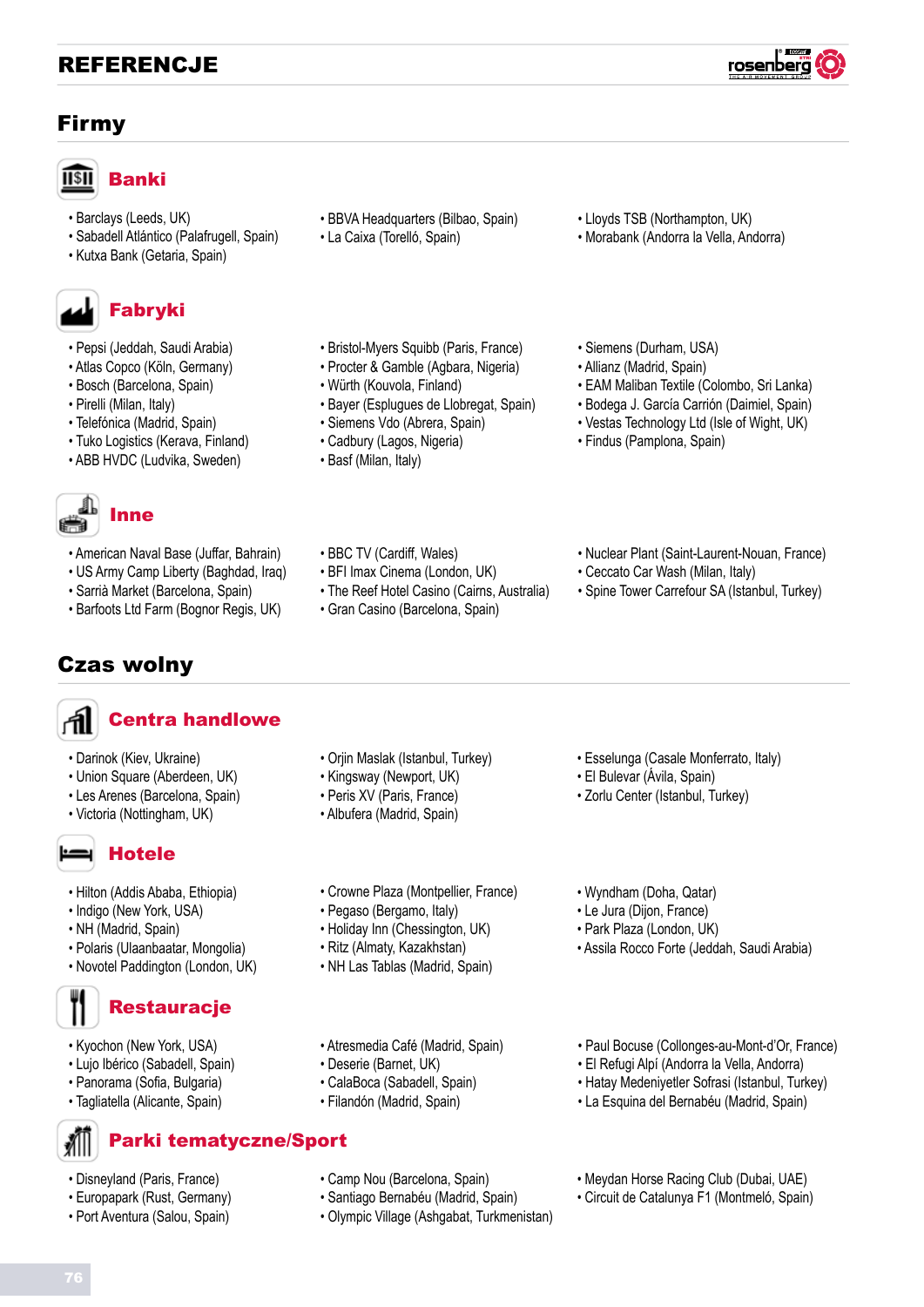# REFERENCJE

## Firmy

### Banki

- Barclays (Leeds, UK)
- Sabadell Atlántico (Palafrugell, Spain)
- Kutxa Bank (Getaria, Spain)
- BBVA Headquarters (Bilbao, Spain)
- La Caixa (Torelló, Spain)
- Lloyds TSB (Northampton, UK)
- Morabank (Andorra la Vella, Andorra)

### Fabryki

- Pepsi (Jeddah, Saudi Arabia)
- Atlas Copco (Köln, Germany)
- Bosch (Barcelona, Spain)
- Pirelli (Milan, Italy)
- Telefónica (Madrid, Spain)
- Tuko Logistics (Kerava, Finland)
- ABB HVDC (Ludvika, Sweden)
- Bristol-Myers Squibb (Paris, France)
- Procter & Gamble (Agbara, Nigeria)
- Würth (Kouvola, Finland)
- Bayer (Esplugues de Llobregat, Spain)
- Siemens Vdo (Abrera, Spain)
- Cadbury (Lagos, Nigeria)
- Basf (Milan, Italy)
- Siemens (Durham, USA)
- Allianz (Madrid, Spain)
- EAM Maliban Textile (Colombo, Sri Lanka)
- Bodega J. García Carrión (Daimiel, Spain)
- Vestas Technology Ltd (Isle of Wight, UK)
- Findus (Pamplona, Spain)

### Inne

- American Naval Base (Juffar, Bahrain)
- US Army Camp Liberty (Baghdad, Iraq)
- Sarrià Market (Barcelona, Spain)
- Barfoots Ltd Farm (Bognor Regis, UK)
- BBC TV (Cardiff, Wales)
- BFI Imax Cinema (London, UK)
- The Reef Hotel Casino (Cairns, Australia)
- Gran Casino (Barcelona, Spain)
- Nuclear Plant (Saint-Laurent-Nouan, France)
- Ceccato Car Wash (Milan, Italy)
- Spine Tower Carrefour SA (Istanbul, Turkey)

## Czas wolny

### Centra handlowe

- Darinok (Kiev, Ukraine)
- Union Square (Aberdeen, UK)
- Les Arenes (Barcelona, Spain)
- Victoria (Nottingham, UK)
- Orjin Maslak (Istanbul, Turkey)
- Kingsway (Newport, UK)
- Peris XV (Paris, France)
- Albufera (Madrid, Spain)
- Esselunga (Casale Monferrato, Italy)
- El Bulevar (Ávila, Spain)
- Zorlu Center (Istanbul, Turkey)

### Hotele

- Hilton (Addis Ababa, Ethiopia)
- Indigo (New York, USA)
- NH (Madrid, Spain)
- Polaris (Ulaanbaatar, Mongolia)
- Novotel Paddington (London, UK)
- Crowne Plaza (Montpellier, France)
- Pegaso (Bergamo, Italy)
- Holiday Inn (Chessington, UK)
- Ritz (Almaty, Kazakhstan)
- NH Las Tablas (Madrid, Spain)
- Wyndham (Doha, Qatar)
- Le Jura (Dijon, France)
- Park Plaza (London, UK)
- Assila Rocco Forte (Jeddah, Saudi Arabia)

### Restauracje

- Kyochon (New York, USA)
- Lujo Ibérico (Sabadell, Spain)
- Panorama (Sofia, Bulgaria)
- Tagliatella (Alicante, Spain)
- Atresmedia Café (Madrid, Spain)
- Deserie (Barnet, UK)
- CalaBoca (Sabadell, Spain)
- Filandón (Madrid, Spain)
- Paul Bocuse (Collonges-au-Mont-d'Or, France)
- El Refugi Alpí (Andorra la Vella, Andorra)
- Hatay Medeniyetler Sofrasi (Istanbul, Turkey)
- La Esquina del Bernabéu (Madrid, Spain)

### Parki tematyczne/Sport

- Disneyland (Paris, France)
- Europapark (Rust, Germany)
- Port Aventura (Salou, Spain)
- Camp Nou (Barcelona, Spain)
- Santiago Bernabéu (Madrid, Spain)
- Olympic Village (Asghabat, Turkmenistan)
- Meydan Horse Racing Club (Dubai, UAE)
- Circuit de Catalunya F1 (Montmeló, Spain)